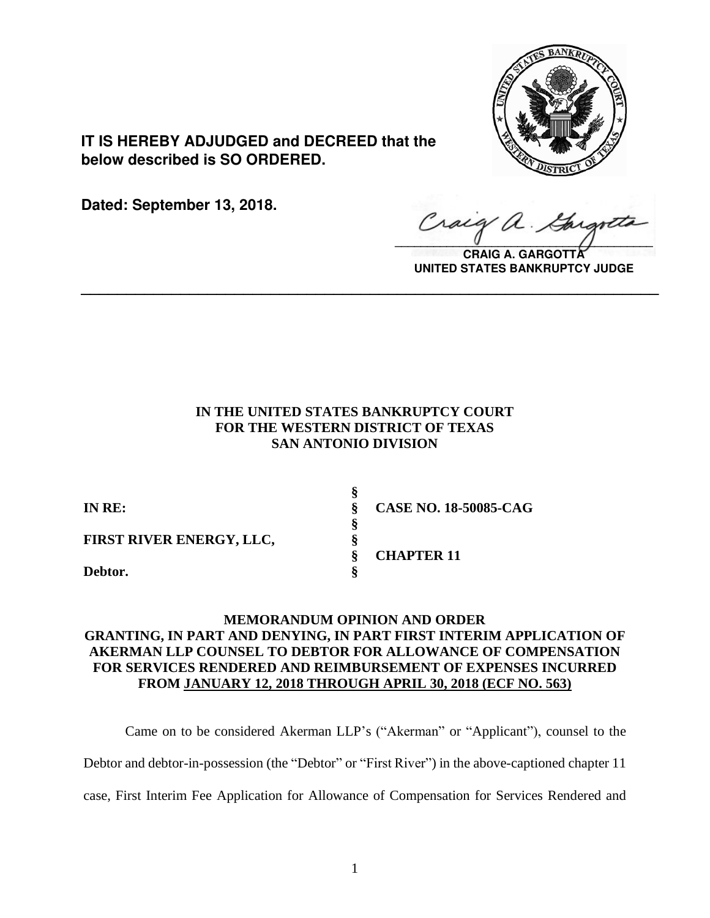**IT IS HEREBY ADJUDGED and DECREED that the below described is SO ORDERED.**

**Dated: September 13, 2018.**

**CRAIG A. GARGOTTA**
**UNITED STATES BANKRUPTCY JUDGE**

---

**IN THE UNITED STATES BANKRUPTCY COURT**
**FOR THE WESTERN DISTRICT OF TEXAS**
**SAN ANTONIO DIVISION**

| | | |
|---|---|---|
| **IN RE:** | § | **CASE NO. 18-50085-CAG** |
| | § | |
| **FIRST RIVER ENERGY, LLC,** | § | |
| | § | **CHAPTER 11** |
| **Debtor.** | § | |

**MEMORANDUM OPINION AND ORDER GRANTING, IN PART AND DENYING, IN PART FIRST INTERIM APPLICATION OF AKERMAN LLP COUNSEL TO DEBTOR FOR ALLOWANCE OF COMPENSATION FOR SERVICES RENDERED AND REIMBURSEMENT OF EXPENSES INCURRED FROM JANUARY 12, 2018 THROUGH APRIL 30, 2018 (ECF NO. 563)**

Came on to be considered Akerman LLP's ("Akerman" or "Applicant"), counsel to the Debtor and debtor-in-possession (the "Debtor" or "First River") in the above-captioned chapter 11 case, First Interim Fee Application for Allowance of Compensation for Services Rendered and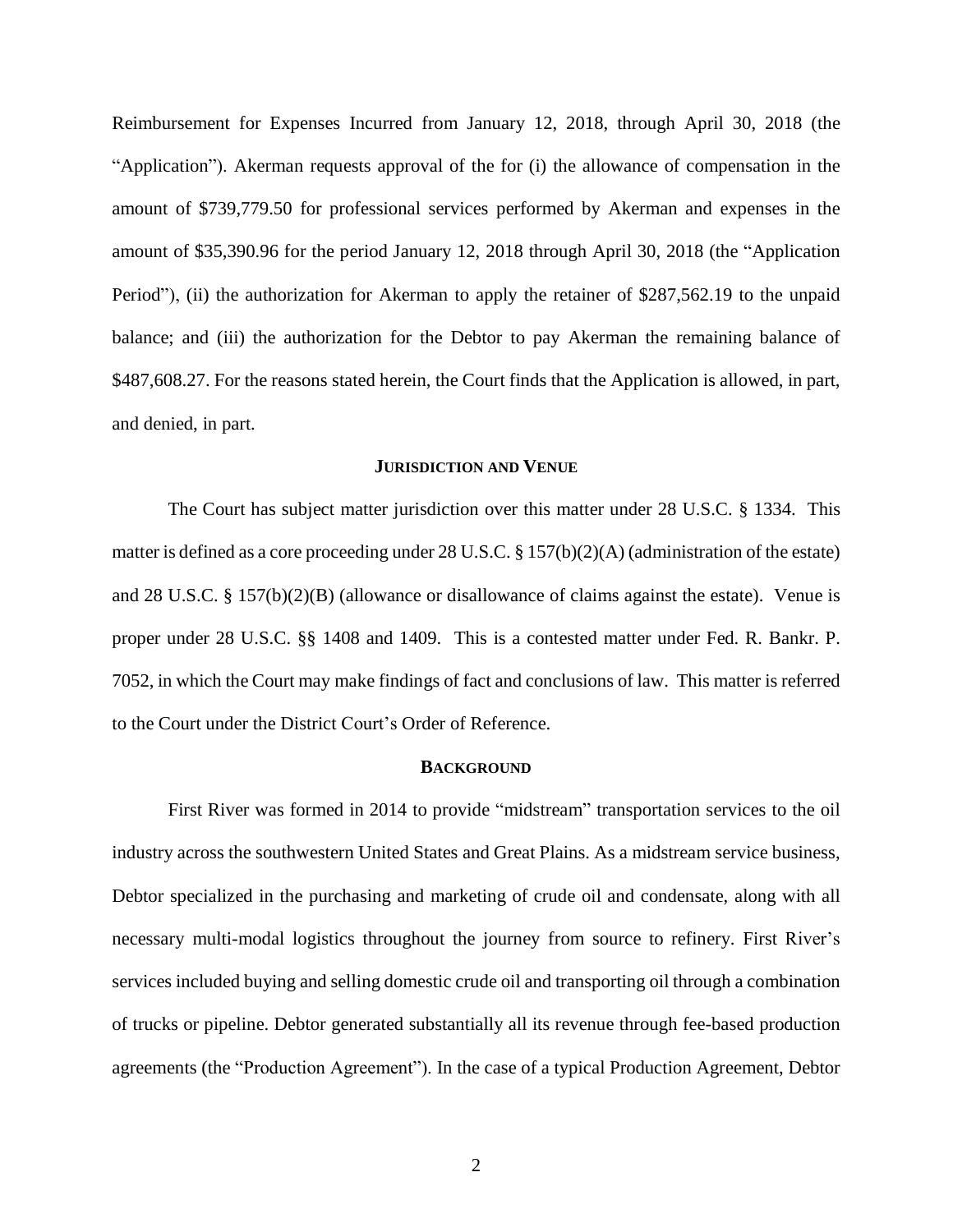Reimbursement for Expenses Incurred from January 12, 2018, through April 30, 2018 (the "Application"). Akerman requests approval of the for (i) the allowance of compensation in the amount of $739,779.50 for professional services performed by Akerman and expenses in the amount of $35,390.96 for the period January 12, 2018 through April 30, 2018 (the "Application Period"), (ii) the authorization for Akerman to apply the retainer of $287,562.19 to the unpaid balance; and (iii) the authorization for the Debtor to pay Akerman the remaining balance of $487,608.27. For the reasons stated herein, the Court finds that the Application is allowed, in part, and denied, in part.

## JURISDICTION AND VENUE

The Court has subject matter jurisdiction over this matter under 28 U.S.C. § 1334. This matter is defined as a core proceeding under 28 U.S.C. § 157(b)(2)(A) (administration of the estate) and 28 U.S.C. § 157(b)(2)(B) (allowance or disallowance of claims against the estate). Venue is proper under 28 U.S.C. §§ 1408 and 1409. This is a contested matter under Fed. R. Bankr. P. 7052, in which the Court may make findings of fact and conclusions of law. This matter is referred to the Court under the District Court's Order of Reference.

## BACKGROUND

First River was formed in 2014 to provide "midstream" transportation services to the oil industry across the southwestern United States and Great Plains. As a midstream service business, Debtor specialized in the purchasing and marketing of crude oil and condensate, along with all necessary multi-modal logistics throughout the journey from source to refinery. First River's services included buying and selling domestic crude oil and transporting oil through a combination of trucks or pipeline. Debtor generated substantially all its revenue through fee-based production agreements (the "Production Agreement"). In the case of a typical Production Agreement, Debtor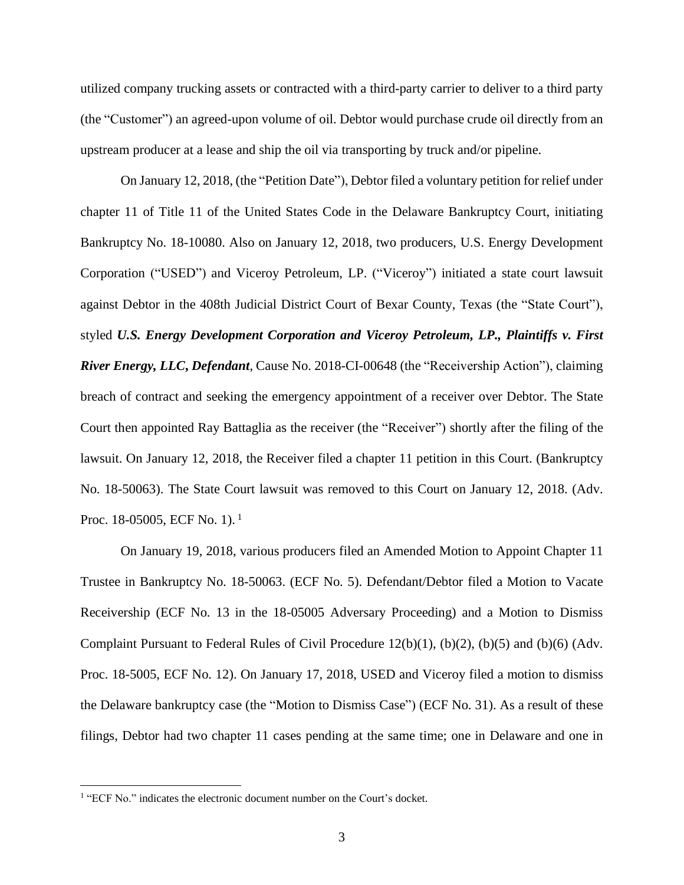utilized company trucking assets or contracted with a third-party carrier to deliver to a third party (the "Customer") an agreed-upon volume of oil. Debtor would purchase crude oil directly from an upstream producer at a lease and ship the oil via transporting by truck and/or pipeline.

On January 12, 2018, (the "Petition Date"), Debtor filed a voluntary petition for relief under chapter 11 of Title 11 of the United States Code in the Delaware Bankruptcy Court, initiating Bankruptcy No. 18-10080. Also on January 12, 2018, two producers, U.S. Energy Development Corporation ("USED") and Viceroy Petroleum, LP. ("Viceroy") initiated a state court lawsuit against Debtor in the 408th Judicial District Court of Bexar County, Texas (the "State Court"), styled ***U.S. Energy Development Corporation and Viceroy Petroleum, LP., Plaintiffs v. First River Energy, LLC, Defendant***, Cause No. 2018-CI-00648 (the "Receivership Action"), claiming breach of contract and seeking the emergency appointment of a receiver over Debtor. The State Court then appointed Ray Battaglia as the receiver (the "Receiver") shortly after the filing of the lawsuit. On January 12, 2018, the Receiver filed a chapter 11 petition in this Court. (Bankruptcy No. 18-50063). The State Court lawsuit was removed to this Court on January 12, 2018. (Adv. Proc. 18-05005, ECF No. 1).[1]

On January 19, 2018, various producers filed an Amended Motion to Appoint Chapter 11 Trustee in Bankruptcy No. 18-50063. (ECF No. 5). Defendant/Debtor filed a Motion to Vacate Receivership (ECF No. 13 in the 18-05005 Adversary Proceeding) and a Motion to Dismiss Complaint Pursuant to Federal Rules of Civil Procedure 12(b)(1), (b)(2), (b)(5) and (b)(6) (Adv. Proc. 18-5005, ECF No. 12). On January 17, 2018, USED and Viceroy filed a motion to dismiss the Delaware bankruptcy case (the "Motion to Dismiss Case") (ECF No. 31). As a result of these filings, Debtor had two chapter 11 cases pending at the same time; one in Delaware and one in

[1] "ECF No." indicates the electronic document number on the Court's docket.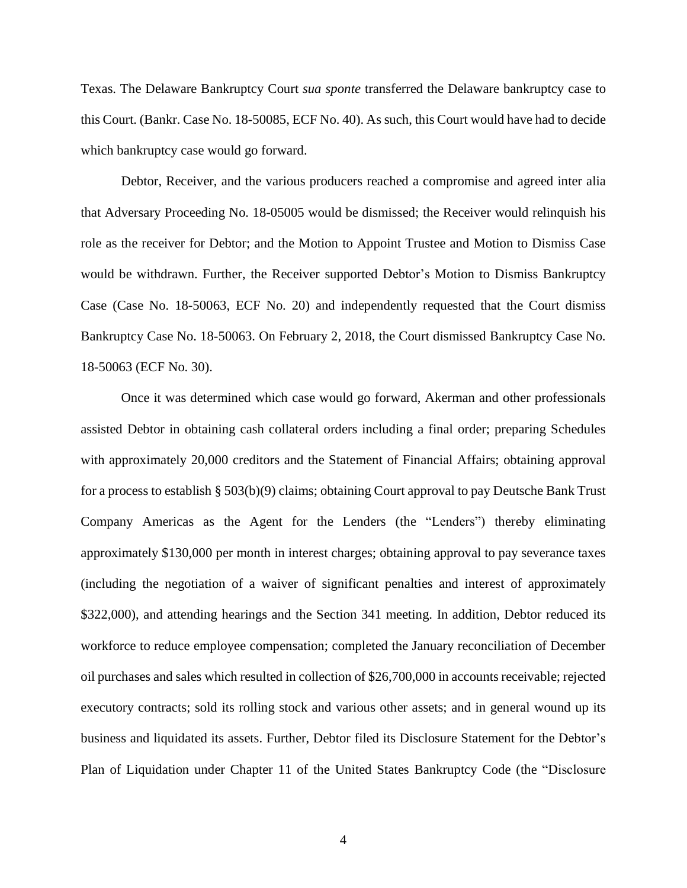Texas. The Delaware Bankruptcy Court *sua sponte* transferred the Delaware bankruptcy case to this Court. (Bankr. Case No. 18-50085, ECF No. 40). As such, this Court would have had to decide which bankruptcy case would go forward.

Debtor, Receiver, and the various producers reached a compromise and agreed inter alia that Adversary Proceeding No. 18-05005 would be dismissed; the Receiver would relinquish his role as the receiver for Debtor; and the Motion to Appoint Trustee and Motion to Dismiss Case would be withdrawn. Further, the Receiver supported Debtor's Motion to Dismiss Bankruptcy Case (Case No. 18-50063, ECF No. 20) and independently requested that the Court dismiss Bankruptcy Case No. 18-50063. On February 2, 2018, the Court dismissed Bankruptcy Case No. 18-50063 (ECF No. 30).

Once it was determined which case would go forward, Akerman and other professionals assisted Debtor in obtaining cash collateral orders including a final order; preparing Schedules with approximately 20,000 creditors and the Statement of Financial Affairs; obtaining approval for a process to establish § 503(b)(9) claims; obtaining Court approval to pay Deutsche Bank Trust Company Americas as the Agent for the Lenders (the "Lenders") thereby eliminating approximately $130,000 per month in interest charges; obtaining approval to pay severance taxes (including the negotiation of a waiver of significant penalties and interest of approximately $322,000), and attending hearings and the Section 341 meeting. In addition, Debtor reduced its workforce to reduce employee compensation; completed the January reconciliation of December oil purchases and sales which resulted in collection of $26,700,000 in accounts receivable; rejected executory contracts; sold its rolling stock and various other assets; and in general wound up its business and liquidated its assets. Further, Debtor filed its Disclosure Statement for the Debtor's Plan of Liquidation under Chapter 11 of the United States Bankruptcy Code (the "Disclosure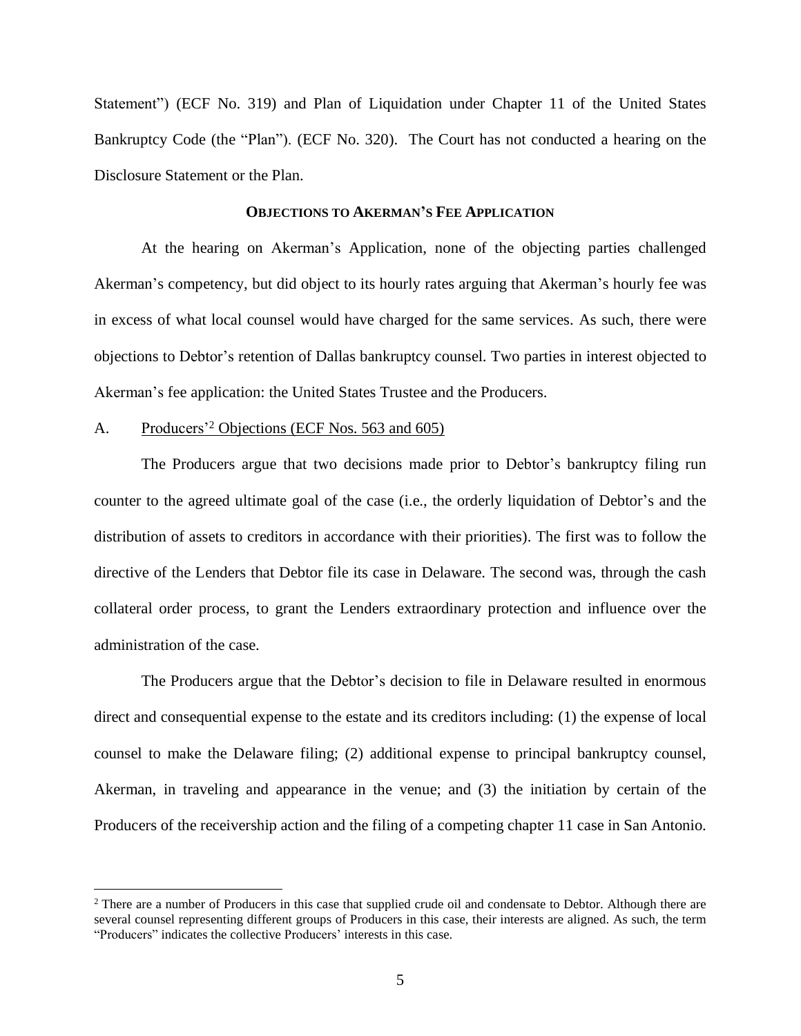Statement") (ECF No. 319) and Plan of Liquidation under Chapter 11 of the United States Bankruptcy Code (the "Plan"). (ECF No. 320). The Court has not conducted a hearing on the Disclosure Statement or the Plan.

## OBJECTIONS TO AKERMAN'S FEE APPLICATION

At the hearing on Akerman's Application, none of the objecting parties challenged Akerman's competency, but did object to its hourly rates arguing that Akerman's hourly fee was in excess of what local counsel would have charged for the same services. As such, there were objections to Debtor's retention of Dallas bankruptcy counsel. Two parties in interest objected to Akerman's fee application: the United States Trustee and the Producers.

### A. Producers'[2] Objections (ECF Nos. 563 and 605)

The Producers argue that two decisions made prior to Debtor's bankruptcy filing run counter to the agreed ultimate goal of the case (i.e., the orderly liquidation of Debtor's and the distribution of assets to creditors in accordance with their priorities). The first was to follow the directive of the Lenders that Debtor file its case in Delaware. The second was, through the cash collateral order process, to grant the Lenders extraordinary protection and influence over the administration of the case.

The Producers argue that the Debtor's decision to file in Delaware resulted in enormous direct and consequential expense to the estate and its creditors including: (1) the expense of local counsel to make the Delaware filing; (2) additional expense to principal bankruptcy counsel, Akerman, in traveling and appearance in the venue; and (3) the initiation by certain of the Producers of the receivership action and the filing of a competing chapter 11 case in San Antonio.

[2] There are a number of Producers in this case that supplied crude oil and condensate to Debtor. Although there are several counsel representing different groups of Producers in this case, their interests are aligned. As such, the term "Producers" indicates the collective Producers' interests in this case.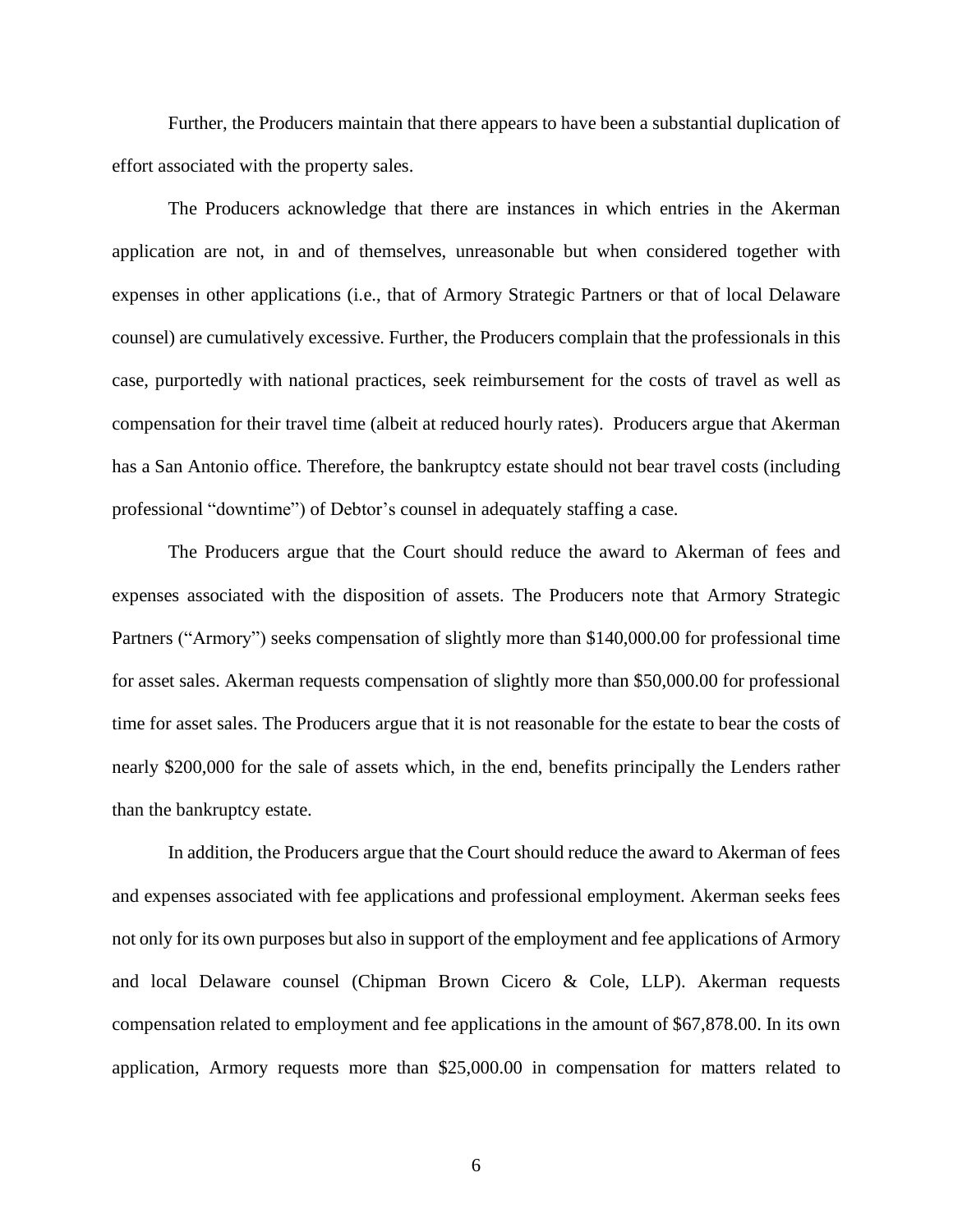Further, the Producers maintain that there appears to have been a substantial duplication of effort associated with the property sales.

The Producers acknowledge that there are instances in which entries in the Akerman application are not, in and of themselves, unreasonable but when considered together with expenses in other applications (i.e., that of Armory Strategic Partners or that of local Delaware counsel) are cumulatively excessive. Further, the Producers complain that the professionals in this case, purportedly with national practices, seek reimbursement for the costs of travel as well as compensation for their travel time (albeit at reduced hourly rates). Producers argue that Akerman has a San Antonio office. Therefore, the bankruptcy estate should not bear travel costs (including professional "downtime") of Debtor's counsel in adequately staffing a case.

The Producers argue that the Court should reduce the award to Akerman of fees and expenses associated with the disposition of assets. The Producers note that Armory Strategic Partners ("Armory") seeks compensation of slightly more than $140,000.00 for professional time for asset sales. Akerman requests compensation of slightly more than $50,000.00 for professional time for asset sales. The Producers argue that it is not reasonable for the estate to bear the costs of nearly $200,000 for the sale of assets which, in the end, benefits principally the Lenders rather than the bankruptcy estate.

In addition, the Producers argue that the Court should reduce the award to Akerman of fees and expenses associated with fee applications and professional employment. Akerman seeks fees not only for its own purposes but also in support of the employment and fee applications of Armory and local Delaware counsel (Chipman Brown Cicero & Cole, LLP). Akerman requests compensation related to employment and fee applications in the amount of $67,878.00. In its own application, Armory requests more than $25,000.00 in compensation for matters related to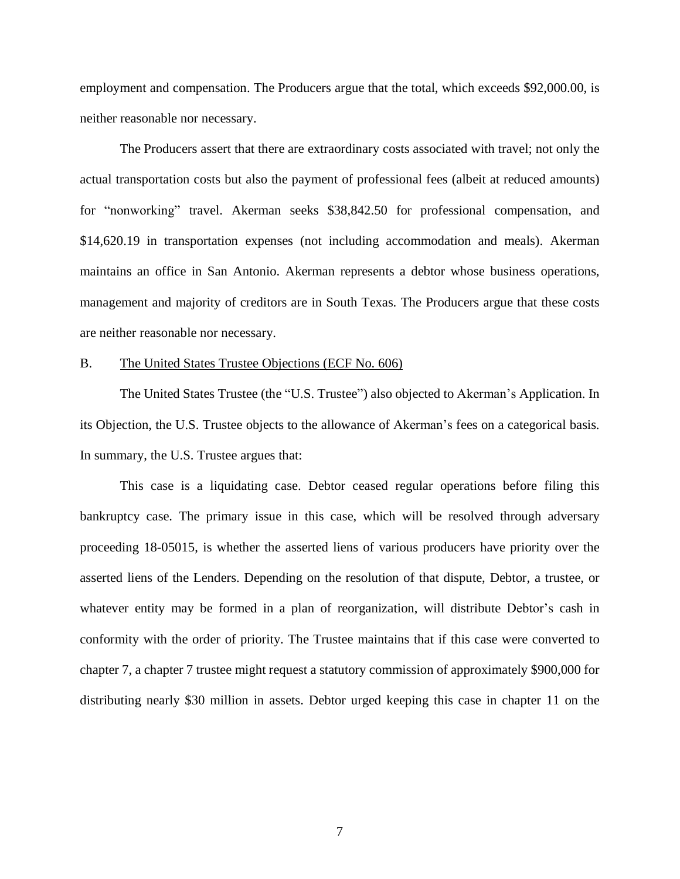employment and compensation. The Producers argue that the total, which exceeds $92,000.00, is neither reasonable nor necessary.

The Producers assert that there are extraordinary costs associated with travel; not only the actual transportation costs but also the payment of professional fees (albeit at reduced amounts) for "nonworking" travel. Akerman seeks $38,842.50 for professional compensation, and $14,620.19 in transportation expenses (not including accommodation and meals). Akerman maintains an office in San Antonio. Akerman represents a debtor whose business operations, management and majority of creditors are in South Texas. The Producers argue that these costs are neither reasonable nor necessary.

B. <u>The United States Trustee Objections (ECF No. 606)</u>

The United States Trustee (the "U.S. Trustee") also objected to Akerman's Application. In its Objection, the U.S. Trustee objects to the allowance of Akerman's fees on a categorical basis. In summary, the U.S. Trustee argues that:

This case is a liquidating case. Debtor ceased regular operations before filing this bankruptcy case. The primary issue in this case, which will be resolved through adversary proceeding 18-05015, is whether the asserted liens of various producers have priority over the asserted liens of the Lenders. Depending on the resolution of that dispute, Debtor, a trustee, or whatever entity may be formed in a plan of reorganization, will distribute Debtor's cash in conformity with the order of priority. The Trustee maintains that if this case were converted to chapter 7, a chapter 7 trustee might request a statutory commission of approximately $900,000 for distributing nearly $30 million in assets. Debtor urged keeping this case in chapter 11 on the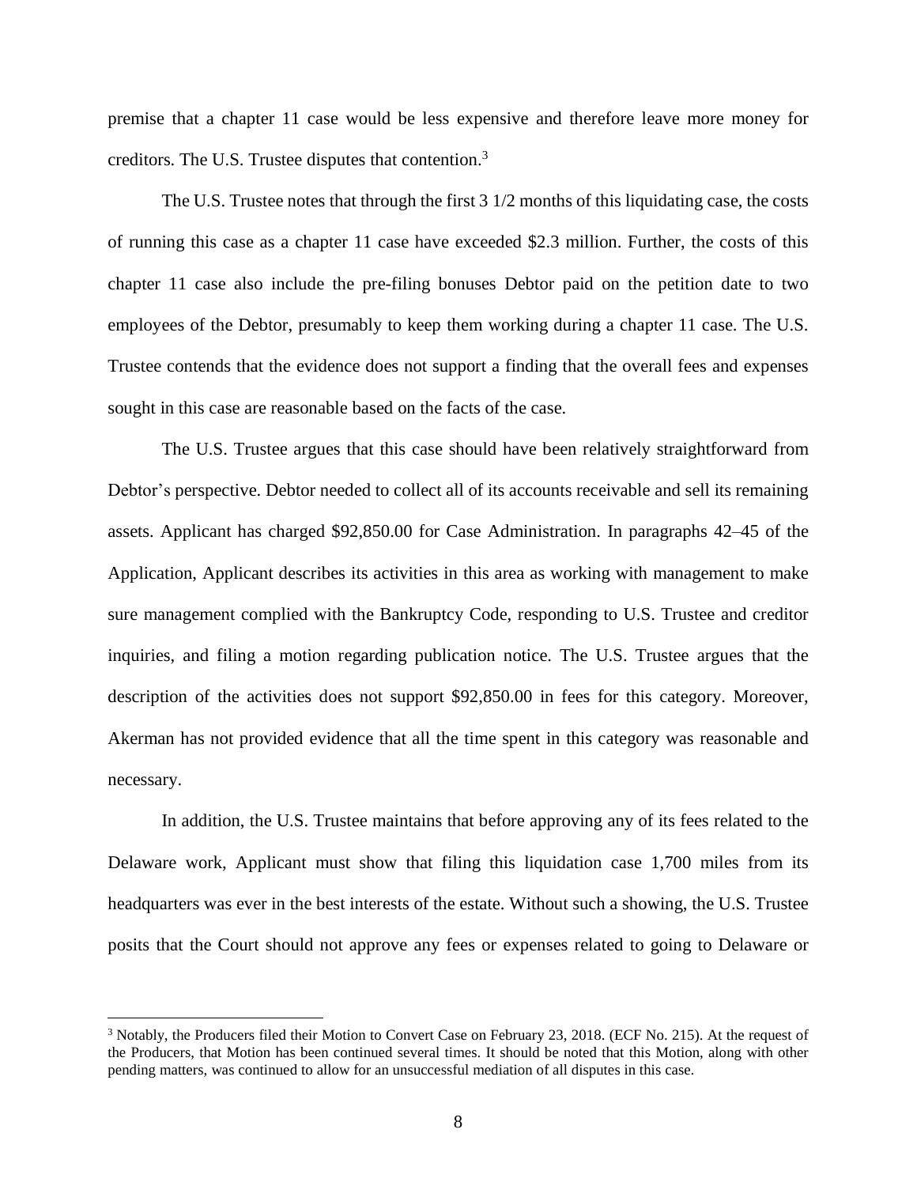premise that a chapter 11 case would be less expensive and therefore leave more money for creditors. The U.S. Trustee disputes that contention.[3]

The U.S. Trustee notes that through the first 3 1/2 months of this liquidating case, the costs of running this case as a chapter 11 case have exceeded $2.3 million. Further, the costs of this chapter 11 case also include the pre-filing bonuses Debtor paid on the petition date to two employees of the Debtor, presumably to keep them working during a chapter 11 case. The U.S. Trustee contends that the evidence does not support a finding that the overall fees and expenses sought in this case are reasonable based on the facts of the case.

The U.S. Trustee argues that this case should have been relatively straightforward from Debtor's perspective. Debtor needed to collect all of its accounts receivable and sell its remaining assets. Applicant has charged $92,850.00 for Case Administration. In paragraphs 42–45 of the Application, Applicant describes its activities in this area as working with management to make sure management complied with the Bankruptcy Code, responding to U.S. Trustee and creditor inquiries, and filing a motion regarding publication notice. The U.S. Trustee argues that the description of the activities does not support $92,850.00 in fees for this category. Moreover, Akerman has not provided evidence that all the time spent in this category was reasonable and necessary.

In addition, the U.S. Trustee maintains that before approving any of its fees related to the Delaware work, Applicant must show that filing this liquidation case 1,700 miles from its headquarters was ever in the best interests of the estate. Without such a showing, the U.S. Trustee posits that the Court should not approve any fees or expenses related to going to Delaware or

---

[3] Notably, the Producers filed their Motion to Convert Case on February 23, 2018. (ECF No. 215). At the request of the Producers, that Motion has been continued several times. It should be noted that this Motion, along with other pending matters, was continued to allow for an unsuccessful mediation of all disputes in this case.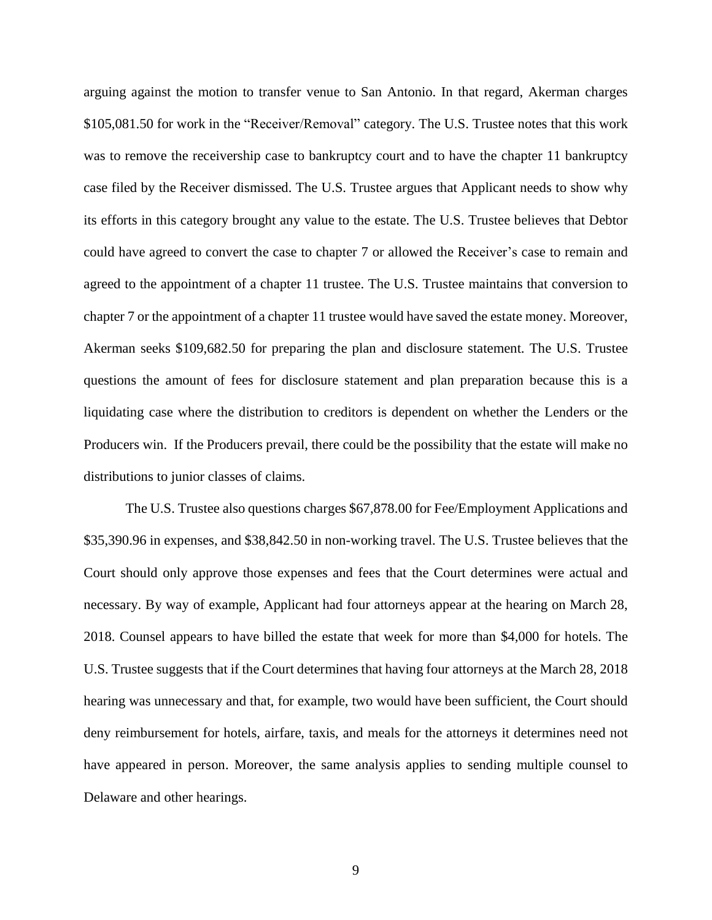arguing against the motion to transfer venue to San Antonio. In that regard, Akerman charges $105,081.50 for work in the "Receiver/Removal" category. The U.S. Trustee notes that this work was to remove the receivership case to bankruptcy court and to have the chapter 11 bankruptcy case filed by the Receiver dismissed. The U.S. Trustee argues that Applicant needs to show why its efforts in this category brought any value to the estate. The U.S. Trustee believes that Debtor could have agreed to convert the case to chapter 7 or allowed the Receiver's case to remain and agreed to the appointment of a chapter 11 trustee. The U.S. Trustee maintains that conversion to chapter 7 or the appointment of a chapter 11 trustee would have saved the estate money. Moreover, Akerman seeks $109,682.50 for preparing the plan and disclosure statement. The U.S. Trustee questions the amount of fees for disclosure statement and plan preparation because this is a liquidating case where the distribution to creditors is dependent on whether the Lenders or the Producers win. If the Producers prevail, there could be the possibility that the estate will make no distributions to junior classes of claims.

The U.S. Trustee also questions charges $67,878.00 for Fee/Employment Applications and $35,390.96 in expenses, and $38,842.50 in non-working travel. The U.S. Trustee believes that the Court should only approve those expenses and fees that the Court determines were actual and necessary. By way of example, Applicant had four attorneys appear at the hearing on March 28, 2018. Counsel appears to have billed the estate that week for more than $4,000 for hotels. The U.S. Trustee suggests that if the Court determines that having four attorneys at the March 28, 2018 hearing was unnecessary and that, for example, two would have been sufficient, the Court should deny reimbursement for hotels, airfare, taxis, and meals for the attorneys it determines need not have appeared in person. Moreover, the same analysis applies to sending multiple counsel to Delaware and other hearings.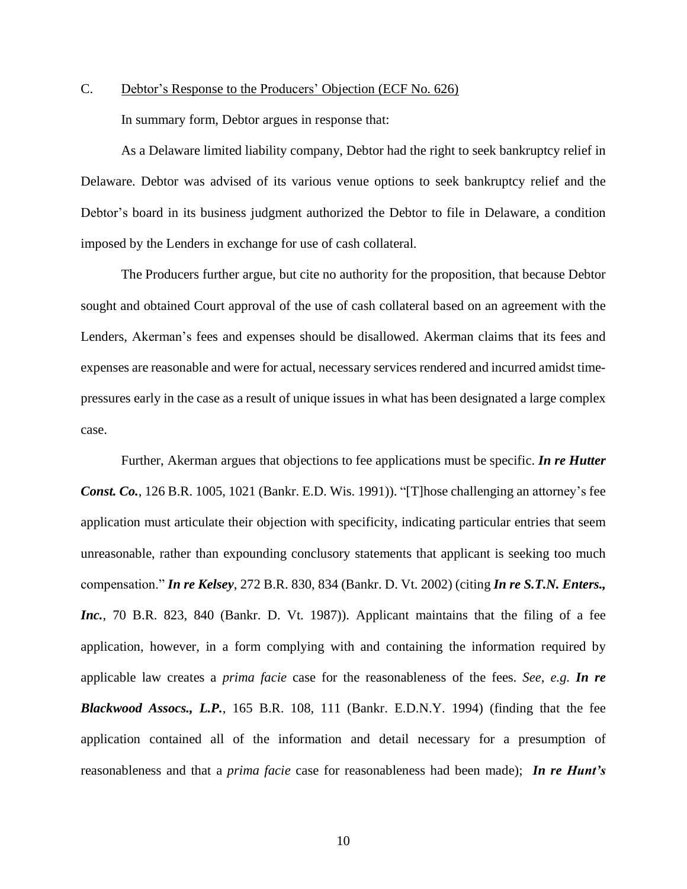C. <u>Debtor's Response to the Producers' Objection (ECF No. 626)</u>

In summary form, Debtor argues in response that:

As a Delaware limited liability company, Debtor had the right to seek bankruptcy relief in Delaware. Debtor was advised of its various venue options to seek bankruptcy relief and the Debtor's board in its business judgment authorized the Debtor to file in Delaware, a condition imposed by the Lenders in exchange for use of cash collateral.

The Producers further argue, but cite no authority for the proposition, that because Debtor sought and obtained Court approval of the use of cash collateral based on an agreement with the Lenders, Akerman's fees and expenses should be disallowed. Akerman claims that its fees and expenses are reasonable and were for actual, necessary services rendered and incurred amidst time-pressures early in the case as a result of unique issues in what has been designated a large complex case.

Further, Akerman argues that objections to fee applications must be specific. ***In re Hutter Const. Co.***, 126 B.R. 1005, 1021 (Bankr. E.D. Wis. 1991)). "[T]hose challenging an attorney's fee application must articulate their objection with specificity, indicating particular entries that seem unreasonable, rather than expounding conclusory statements that applicant is seeking too much compensation." ***In re Kelsey***, 272 B.R. 830, 834 (Bankr. D. Vt. 2002) (citing ***In re S.T.N. Enters., Inc.***, 70 B.R. 823, 840 (Bankr. D. Vt. 1987)). Applicant maintains that the filing of a fee application, however, in a form complying with and containing the information required by applicable law creates a *prima facie* case for the reasonableness of the fees. *See, e.g.* ***In re Blackwood Assocs., L.P.***, 165 B.R. 108, 111 (Bankr. E.D.N.Y. 1994) (finding that the fee application contained all of the information and detail necessary for a presumption of reasonableness and that a *prima facie* case for reasonableness had been made); ***In re Hunt's***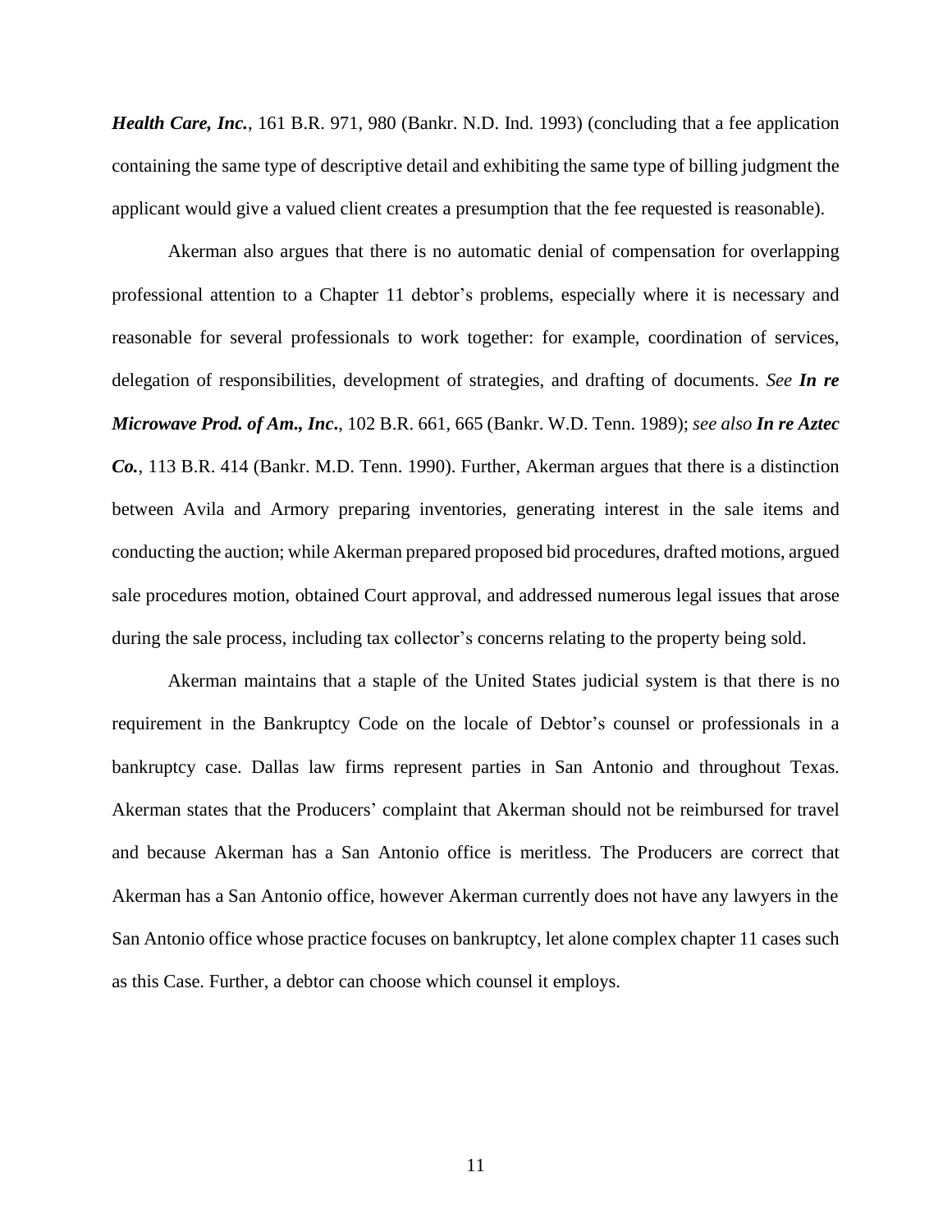***Health Care, Inc.***, 161 B.R. 971, 980 (Bankr. N.D. Ind. 1993) (concluding that a fee application containing the same type of descriptive detail and exhibiting the same type of billing judgment the applicant would give a valued client creates a presumption that the fee requested is reasonable).

Akerman also argues that there is no automatic denial of compensation for overlapping professional attention to a Chapter 11 debtor's problems, especially where it is necessary and reasonable for several professionals to work together: for example, coordination of services, delegation of responsibilities, development of strategies, and drafting of documents. *See* ***In re Microwave Prod. of Am., Inc.***, 102 B.R. 661, 665 (Bankr. W.D. Tenn. 1989); *see also* ***In re Aztec Co.***, 113 B.R. 414 (Bankr. M.D. Tenn. 1990). Further, Akerman argues that there is a distinction between Avila and Armory preparing inventories, generating interest in the sale items and conducting the auction; while Akerman prepared proposed bid procedures, drafted motions, argued sale procedures motion, obtained Court approval, and addressed numerous legal issues that arose during the sale process, including tax collector's concerns relating to the property being sold.

Akerman maintains that a staple of the United States judicial system is that there is no requirement in the Bankruptcy Code on the locale of Debtor's counsel or professionals in a bankruptcy case. Dallas law firms represent parties in San Antonio and throughout Texas. Akerman states that the Producers' complaint that Akerman should not be reimbursed for travel and because Akerman has a San Antonio office is meritless. The Producers are correct that Akerman has a San Antonio office, however Akerman currently does not have any lawyers in the San Antonio office whose practice focuses on bankruptcy, let alone complex chapter 11 cases such as this Case. Further, a debtor can choose which counsel it employs.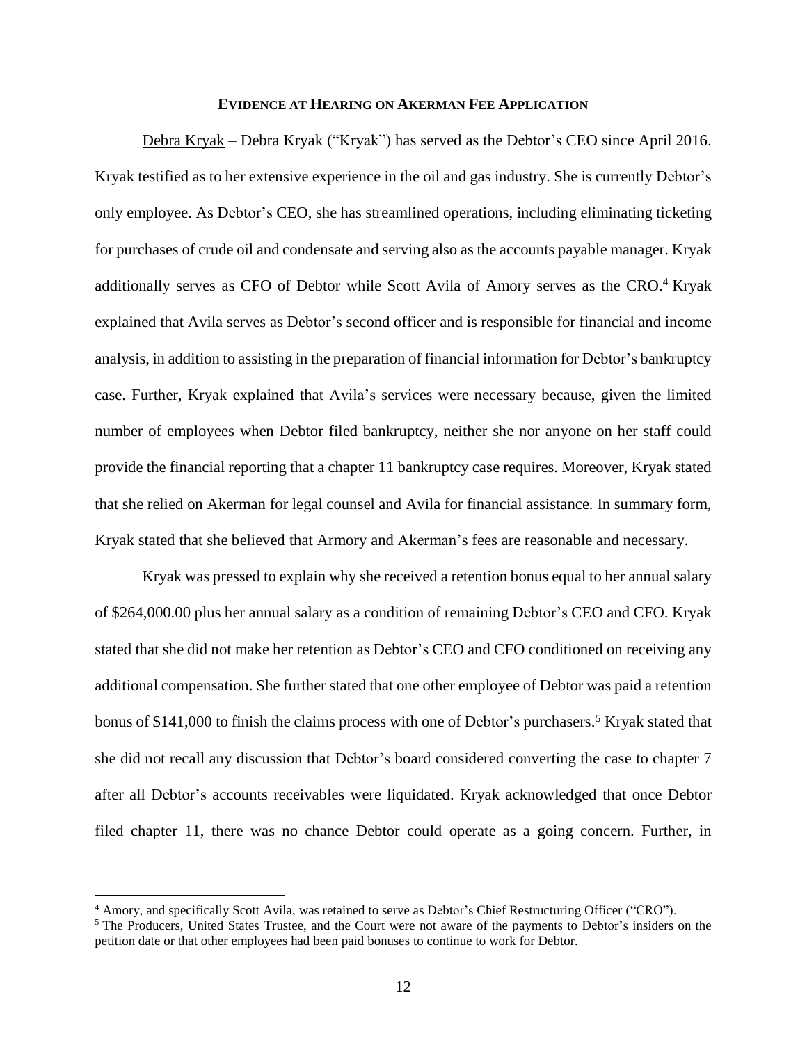**EVIDENCE AT HEARING ON AKERMAN FEE APPLICATION**

Debra Kryak – Debra Kryak ("Kryak") has served as the Debtor's CEO since April 2016. Kryak testified as to her extensive experience in the oil and gas industry. She is currently Debtor's only employee. As Debtor's CEO, she has streamlined operations, including eliminating ticketing for purchases of crude oil and condensate and serving also as the accounts payable manager. Kryak additionally serves as CFO of Debtor while Scott Avila of Amory serves as the CRO.[4] Kryak explained that Avila serves as Debtor's second officer and is responsible for financial and income analysis, in addition to assisting in the preparation of financial information for Debtor's bankruptcy case. Further, Kryak explained that Avila's services were necessary because, given the limited number of employees when Debtor filed bankruptcy, neither she nor anyone on her staff could provide the financial reporting that a chapter 11 bankruptcy case requires. Moreover, Kryak stated that she relied on Akerman for legal counsel and Avila for financial assistance. In summary form, Kryak stated that she believed that Armory and Akerman's fees are reasonable and necessary.

Kryak was pressed to explain why she received a retention bonus equal to her annual salary of $264,000.00 plus her annual salary as a condition of remaining Debtor's CEO and CFO. Kryak stated that she did not make her retention as Debtor's CEO and CFO conditioned on receiving any additional compensation. She further stated that one other employee of Debtor was paid a retention bonus of $141,000 to finish the claims process with one of Debtor's purchasers.[5] Kryak stated that she did not recall any discussion that Debtor's board considered converting the case to chapter 7 after all Debtor's accounts receivables were liquidated. Kryak acknowledged that once Debtor filed chapter 11, there was no chance Debtor could operate as a going concern. Further, in

[4] Amory, and specifically Scott Avila, was retained to serve as Debtor's Chief Restructuring Officer ("CRO").

[5] The Producers, United States Trustee, and the Court were not aware of the payments to Debtor's insiders on the petition date or that other employees had been paid bonuses to continue to work for Debtor.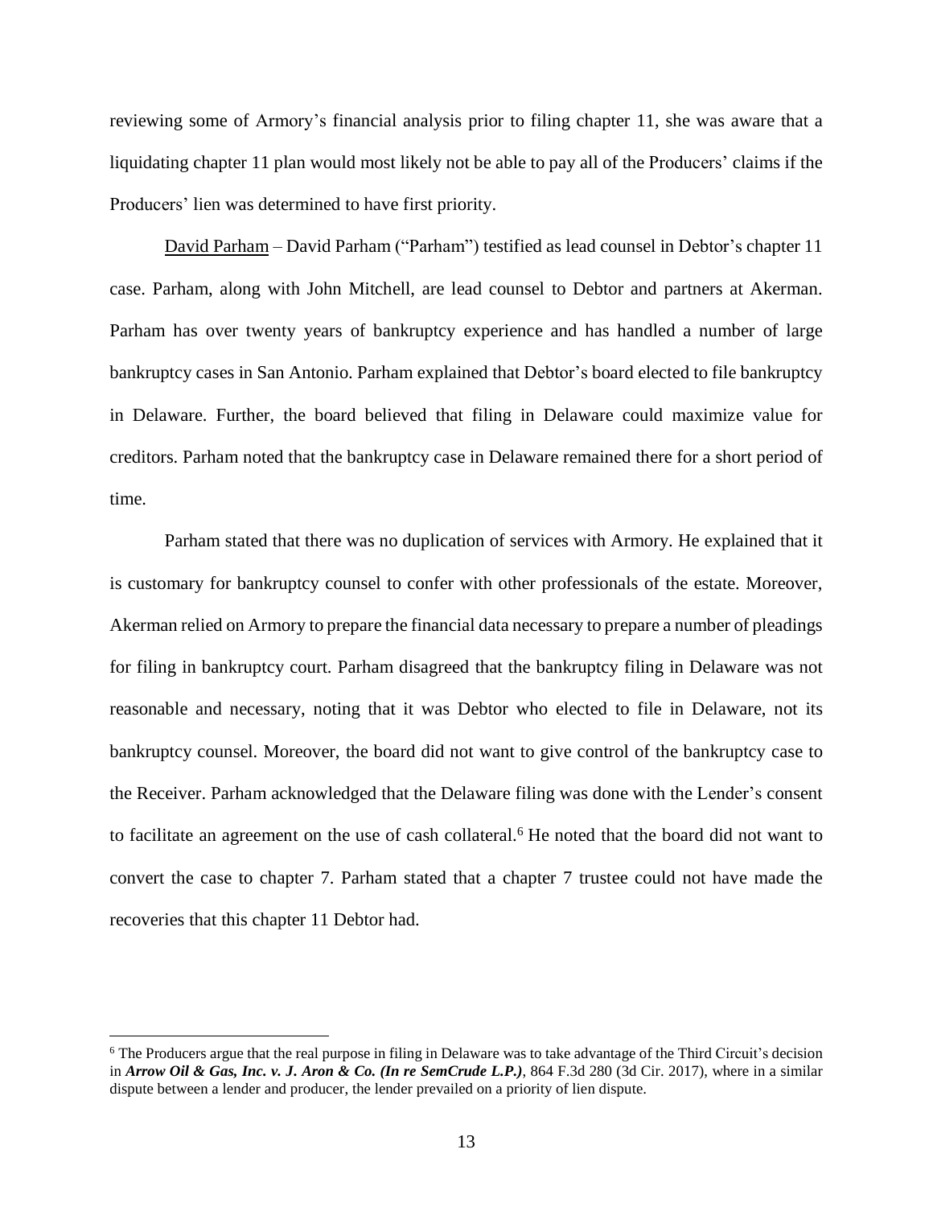reviewing some of Armory's financial analysis prior to filing chapter 11, she was aware that a liquidating chapter 11 plan would most likely not be able to pay all of the Producers' claims if the Producers' lien was determined to have first priority.

David Parham – David Parham ("Parham") testified as lead counsel in Debtor's chapter 11 case. Parham, along with John Mitchell, are lead counsel to Debtor and partners at Akerman. Parham has over twenty years of bankruptcy experience and has handled a number of large bankruptcy cases in San Antonio. Parham explained that Debtor's board elected to file bankruptcy in Delaware. Further, the board believed that filing in Delaware could maximize value for creditors. Parham noted that the bankruptcy case in Delaware remained there for a short period of time.

Parham stated that there was no duplication of services with Armory. He explained that it is customary for bankruptcy counsel to confer with other professionals of the estate. Moreover, Akerman relied on Armory to prepare the financial data necessary to prepare a number of pleadings for filing in bankruptcy court. Parham disagreed that the bankruptcy filing in Delaware was not reasonable and necessary, noting that it was Debtor who elected to file in Delaware, not its bankruptcy counsel. Moreover, the board did not want to give control of the bankruptcy case to the Receiver. Parham acknowledged that the Delaware filing was done with the Lender's consent to facilitate an agreement on the use of cash collateral.[6] He noted that the board did not want to convert the case to chapter 7. Parham stated that a chapter 7 trustee could not have made the recoveries that this chapter 11 Debtor had.

---

[6] The Producers argue that the real purpose in filing in Delaware was to take advantage of the Third Circuit's decision in ***Arrow Oil & Gas, Inc. v. J. Aron & Co. (In re SemCrude L.P.)***, 864 F.3d 280 (3d Cir. 2017), where in a similar dispute between a lender and producer, the lender prevailed on a priority of lien dispute.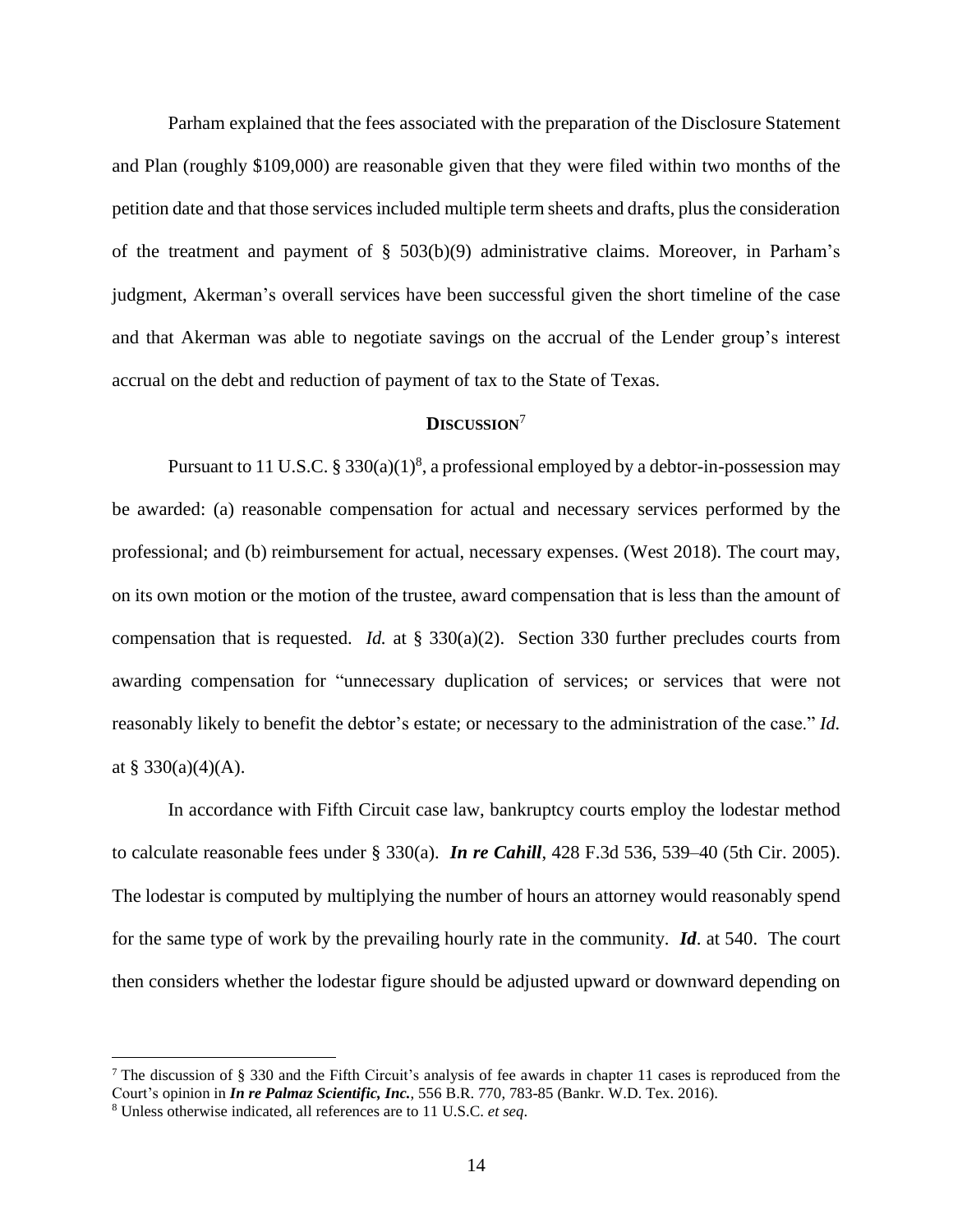Parham explained that the fees associated with the preparation of the Disclosure Statement and Plan (roughly $109,000) are reasonable given that they were filed within two months of the petition date and that those services included multiple term sheets and drafts, plus the consideration of the treatment and payment of § 503(b)(9) administrative claims. Moreover, in Parham's judgment, Akerman's overall services have been successful given the short timeline of the case and that Akerman was able to negotiate savings on the accrual of the Lender group's interest accrual on the debt and reduction of payment of tax to the State of Texas.

## DISCUSSION[7]

Pursuant to 11 U.S.C. § 330(a)(1)[8], a professional employed by a debtor-in-possession may be awarded: (a) reasonable compensation for actual and necessary services performed by the professional; and (b) reimbursement for actual, necessary expenses. (West 2018). The court may, on its own motion or the motion of the trustee, award compensation that is less than the amount of compensation that is requested. *Id.* at § 330(a)(2). Section 330 further precludes courts from awarding compensation for "unnecessary duplication of services; or services that were not reasonably likely to benefit the debtor's estate; or necessary to the administration of the case." *Id.* at § 330(a)(4)(A).

In accordance with Fifth Circuit case law, bankruptcy courts employ the lodestar method to calculate reasonable fees under § 330(a). ***In re Cahill***, 428 F.3d 536, 539–40 (5th Cir. 2005). The lodestar is computed by multiplying the number of hours an attorney would reasonably spend for the same type of work by the prevailing hourly rate in the community. ***Id***. at 540. The court then considers whether the lodestar figure should be adjusted upward or downward depending on

---

[7] The discussion of § 330 and the Fifth Circuit's analysis of fee awards in chapter 11 cases is reproduced from the Court's opinion in ***In re Palmaz Scientific, Inc.***, 556 B.R. 770, 783-85 (Bankr. W.D. Tex. 2016).

[8] Unless otherwise indicated, all references are to 11 U.S.C. *et seq*.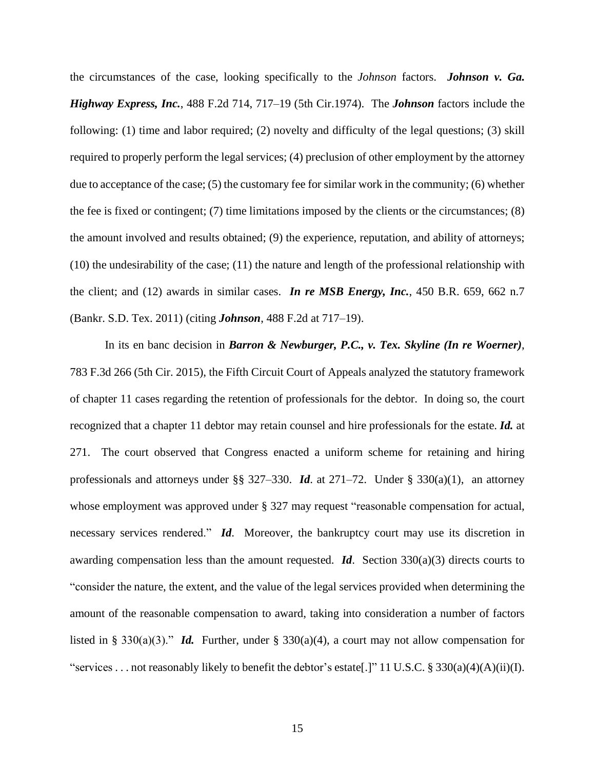the circumstances of the case, looking specifically to the *Johnson* factors. ***Johnson v. Ga. Highway Express, Inc.***, 488 F.2d 714, 717–19 (5th Cir.1974). The ***Johnson*** factors include the following: (1) time and labor required; (2) novelty and difficulty of the legal questions; (3) skill required to properly perform the legal services; (4) preclusion of other employment by the attorney due to acceptance of the case; (5) the customary fee for similar work in the community; (6) whether the fee is fixed or contingent; (7) time limitations imposed by the clients or the circumstances; (8) the amount involved and results obtained; (9) the experience, reputation, and ability of attorneys; (10) the undesirability of the case; (11) the nature and length of the professional relationship with the client; and (12) awards in similar cases. ***In re MSB Energy, Inc.***, 450 B.R. 659, 662 n.7 (Bankr. S.D. Tex. 2011) (citing ***Johnson***, 488 F.2d at 717–19).

In its en banc decision in ***Barron & Newburger, P.C., v. Tex. Skyline (In re Woerner)***, 783 F.3d 266 (5th Cir. 2015), the Fifth Circuit Court of Appeals analyzed the statutory framework of chapter 11 cases regarding the retention of professionals for the debtor. In doing so, the court recognized that a chapter 11 debtor may retain counsel and hire professionals for the estate. ***Id.*** at 271. The court observed that Congress enacted a uniform scheme for retaining and hiring professionals and attorneys under §§ 327–330. ***Id***. at 271–72. Under § 330(a)(1), an attorney whose employment was approved under § 327 may request "reasonable compensation for actual, necessary services rendered." ***Id***. Moreover, the bankruptcy court may use its discretion in awarding compensation less than the amount requested. ***Id***. Section 330(a)(3) directs courts to "consider the nature, the extent, and the value of the legal services provided when determining the amount of the reasonable compensation to award, taking into consideration a number of factors listed in § 330(a)(3)." ***Id.*** Further, under § 330(a)(4), a court may not allow compensation for "services . . . not reasonably likely to benefit the debtor's estate[.]" 11 U.S.C. § 330(a)(4)(A)(ii)(I).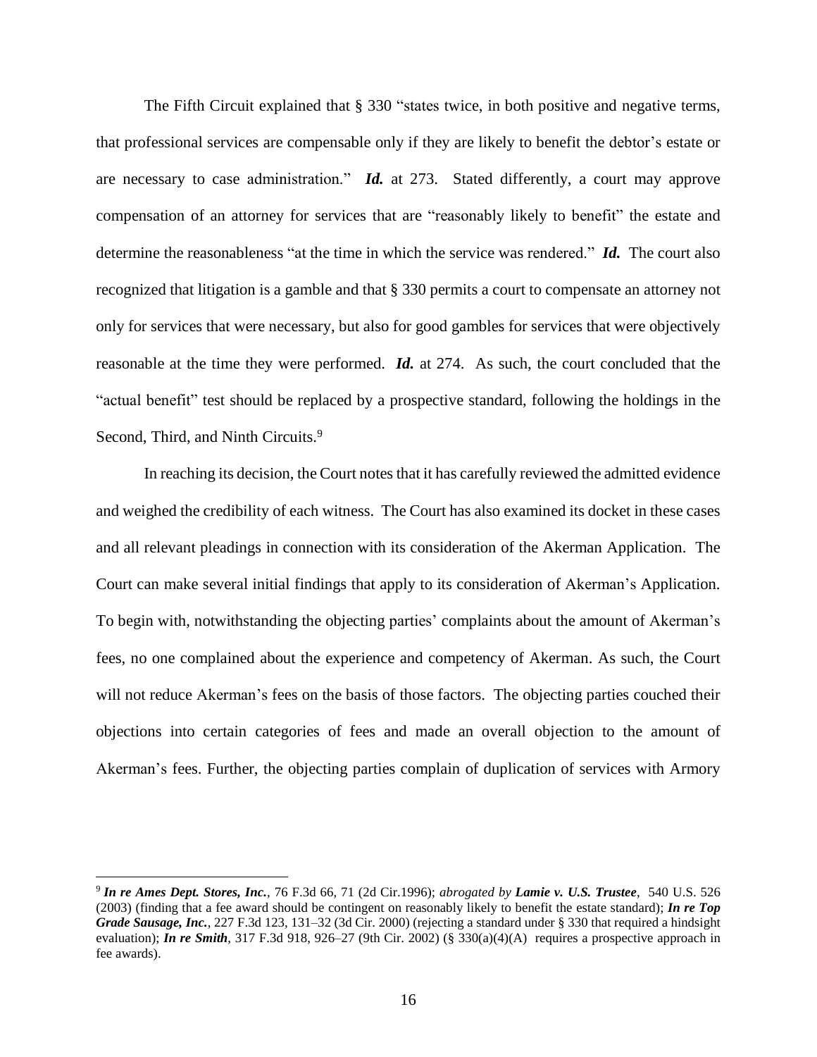The Fifth Circuit explained that § 330 "states twice, in both positive and negative terms, that professional services are compensable only if they are likely to benefit the debtor's estate or are necessary to case administration." ***Id.*** at 273. Stated differently, a court may approve compensation of an attorney for services that are "reasonably likely to benefit" the estate and determine the reasonableness "at the time in which the service was rendered." ***Id.*** The court also recognized that litigation is a gamble and that § 330 permits a court to compensate an attorney not only for services that were necessary, but also for good gambles for services that were objectively reasonable at the time they were performed. ***Id.*** at 274. As such, the court concluded that the "actual benefit" test should be replaced by a prospective standard, following the holdings in the Second, Third, and Ninth Circuits.[9]

In reaching its decision, the Court notes that it has carefully reviewed the admitted evidence and weighed the credibility of each witness. The Court has also examined its docket in these cases and all relevant pleadings in connection with its consideration of the Akerman Application. The Court can make several initial findings that apply to its consideration of Akerman's Application. To begin with, notwithstanding the objecting parties' complaints about the amount of Akerman's fees, no one complained about the experience and competency of Akerman. As such, the Court will not reduce Akerman's fees on the basis of those factors. The objecting parties couched their objections into certain categories of fees and made an overall objection to the amount of Akerman's fees. Further, the objecting parties complain of duplication of services with Armory

---

[9] ***In re Ames Dept. Stores, Inc.***, 76 F.3d 66, 71 (2d Cir.1996); *abrogated by* ***Lamie v. U.S. Trustee***, 540 U.S. 526 (2003) (finding that a fee award should be contingent on reasonably likely to benefit the estate standard); ***In re Top Grade Sausage, Inc.***, 227 F.3d 123, 131–32 (3d Cir. 2000) (rejecting a standard under § 330 that required a hindsight evaluation); ***In re Smith***, 317 F.3d 918, 926–27 (9th Cir. 2002) (§ 330(a)(4)(A) requires a prospective approach in fee awards).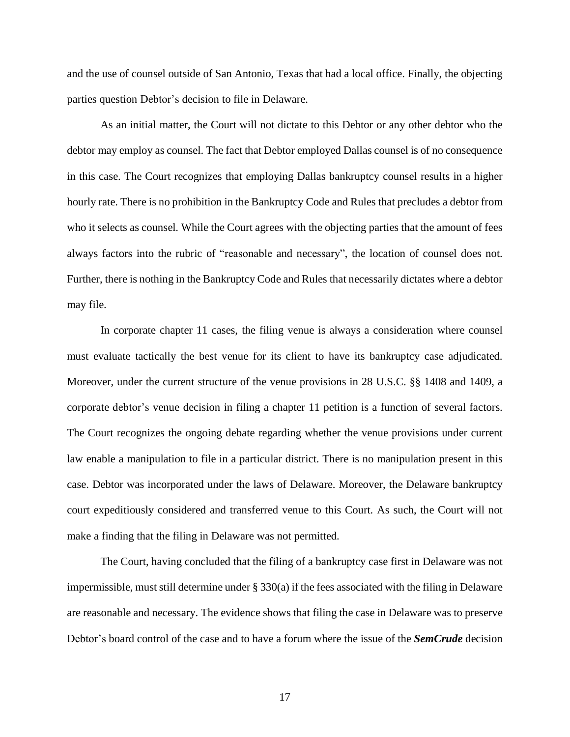and the use of counsel outside of San Antonio, Texas that had a local office. Finally, the objecting parties question Debtor's decision to file in Delaware.

As an initial matter, the Court will not dictate to this Debtor or any other debtor who the debtor may employ as counsel. The fact that Debtor employed Dallas counsel is of no consequence in this case. The Court recognizes that employing Dallas bankruptcy counsel results in a higher hourly rate. There is no prohibition in the Bankruptcy Code and Rules that precludes a debtor from who it selects as counsel. While the Court agrees with the objecting parties that the amount of fees always factors into the rubric of "reasonable and necessary", the location of counsel does not. Further, there is nothing in the Bankruptcy Code and Rules that necessarily dictates where a debtor may file.

In corporate chapter 11 cases, the filing venue is always a consideration where counsel must evaluate tactically the best venue for its client to have its bankruptcy case adjudicated. Moreover, under the current structure of the venue provisions in 28 U.S.C. §§ 1408 and 1409, a corporate debtor's venue decision in filing a chapter 11 petition is a function of several factors. The Court recognizes the ongoing debate regarding whether the venue provisions under current law enable a manipulation to file in a particular district. There is no manipulation present in this case. Debtor was incorporated under the laws of Delaware. Moreover, the Delaware bankruptcy court expeditiously considered and transferred venue to this Court. As such, the Court will not make a finding that the filing in Delaware was not permitted.

The Court, having concluded that the filing of a bankruptcy case first in Delaware was not impermissible, must still determine under § 330(a) if the fees associated with the filing in Delaware are reasonable and necessary. The evidence shows that filing the case in Delaware was to preserve Debtor's board control of the case and to have a forum where the issue of the ***SemCrude*** decision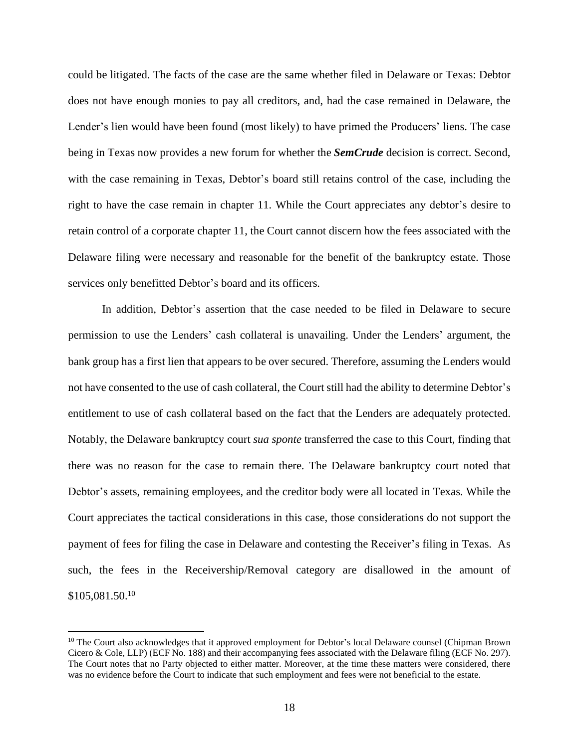could be litigated. The facts of the case are the same whether filed in Delaware or Texas: Debtor does not have enough monies to pay all creditors, and, had the case remained in Delaware, the Lender's lien would have been found (most likely) to have primed the Producers' liens. The case being in Texas now provides a new forum for whether the ***SemCrude*** decision is correct. Second, with the case remaining in Texas, Debtor's board still retains control of the case, including the right to have the case remain in chapter 11. While the Court appreciates any debtor's desire to retain control of a corporate chapter 11, the Court cannot discern how the fees associated with the Delaware filing were necessary and reasonable for the benefit of the bankruptcy estate. Those services only benefitted Debtor's board and its officers.

In addition, Debtor's assertion that the case needed to be filed in Delaware to secure permission to use the Lenders' cash collateral is unavailing. Under the Lenders' argument, the bank group has a first lien that appears to be over secured. Therefore, assuming the Lenders would not have consented to the use of cash collateral, the Court still had the ability to determine Debtor's entitlement to use of cash collateral based on the fact that the Lenders are adequately protected. Notably, the Delaware bankruptcy court *sua sponte* transferred the case to this Court, finding that there was no reason for the case to remain there. The Delaware bankruptcy court noted that Debtor's assets, remaining employees, and the creditor body were all located in Texas. While the Court appreciates the tactical considerations in this case, those considerations do not support the payment of fees for filing the case in Delaware and contesting the Receiver's filing in Texas. As such, the fees in the Receivership/Removal category are disallowed in the amount of $105,081.50.[10]

[10] The Court also acknowledges that it approved employment for Debtor's local Delaware counsel (Chipman Brown Cicero & Cole, LLP) (ECF No. 188) and their accompanying fees associated with the Delaware filing (ECF No. 297). The Court notes that no Party objected to either matter. Moreover, at the time these matters were considered, there was no evidence before the Court to indicate that such employment and fees were not beneficial to the estate.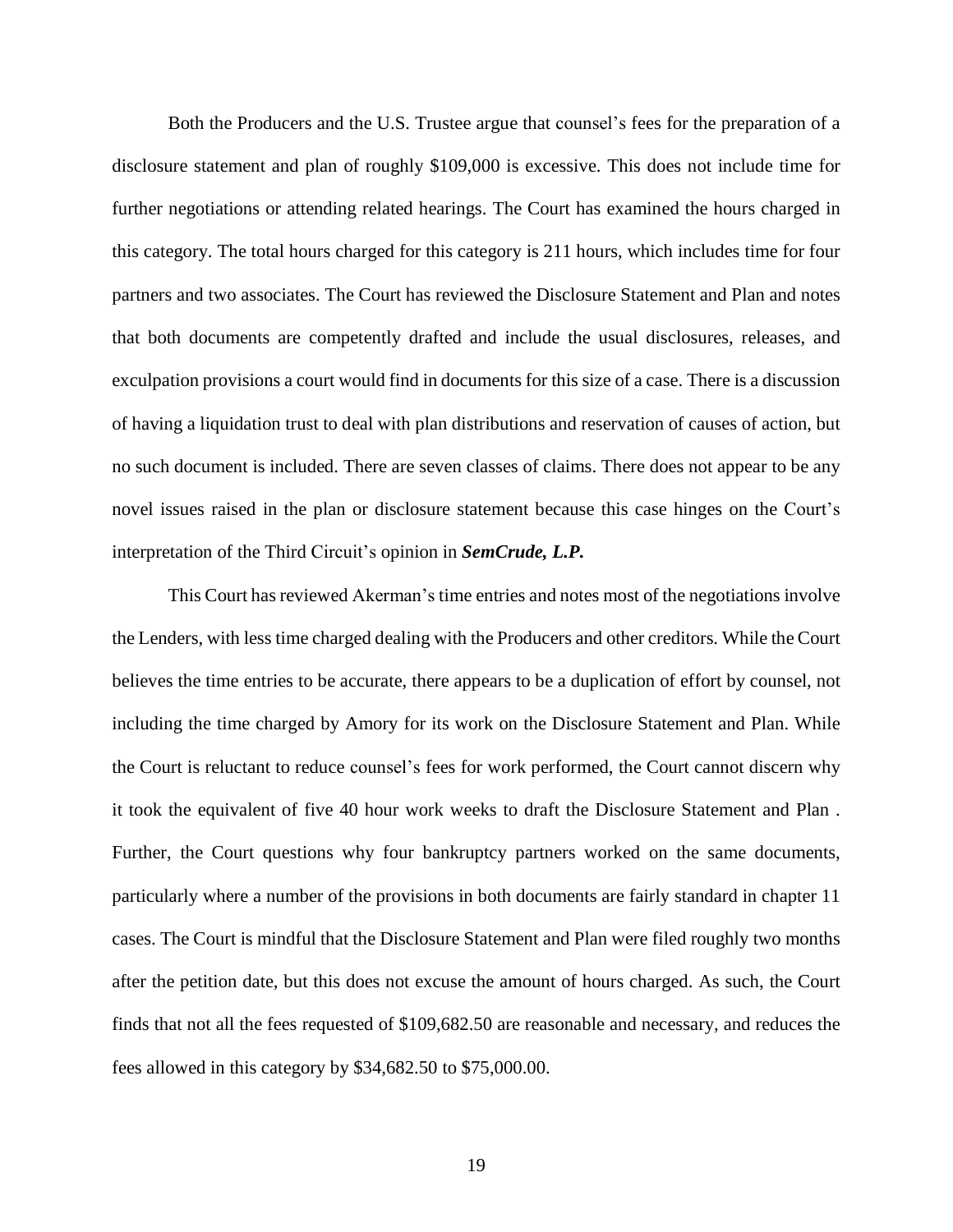Both the Producers and the U.S. Trustee argue that counsel's fees for the preparation of a disclosure statement and plan of roughly $109,000 is excessive. This does not include time for further negotiations or attending related hearings. The Court has examined the hours charged in this category. The total hours charged for this category is 211 hours, which includes time for four partners and two associates. The Court has reviewed the Disclosure Statement and Plan and notes that both documents are competently drafted and include the usual disclosures, releases, and exculpation provisions a court would find in documents for this size of a case. There is a discussion of having a liquidation trust to deal with plan distributions and reservation of causes of action, but no such document is included. There are seven classes of claims. There does not appear to be any novel issues raised in the plan or disclosure statement because this case hinges on the Court's interpretation of the Third Circuit's opinion in ***SemCrude, L.P.***

This Court has reviewed Akerman's time entries and notes most of the negotiations involve the Lenders, with less time charged dealing with the Producers and other creditors. While the Court believes the time entries to be accurate, there appears to be a duplication of effort by counsel, not including the time charged by Amory for its work on the Disclosure Statement and Plan. While the Court is reluctant to reduce counsel's fees for work performed, the Court cannot discern why it took the equivalent of five 40 hour work weeks to draft the Disclosure Statement and Plan . Further, the Court questions why four bankruptcy partners worked on the same documents, particularly where a number of the provisions in both documents are fairly standard in chapter 11 cases. The Court is mindful that the Disclosure Statement and Plan were filed roughly two months after the petition date, but this does not excuse the amount of hours charged. As such, the Court finds that not all the fees requested of $109,682.50 are reasonable and necessary, and reduces the fees allowed in this category by $34,682.50 to $75,000.00.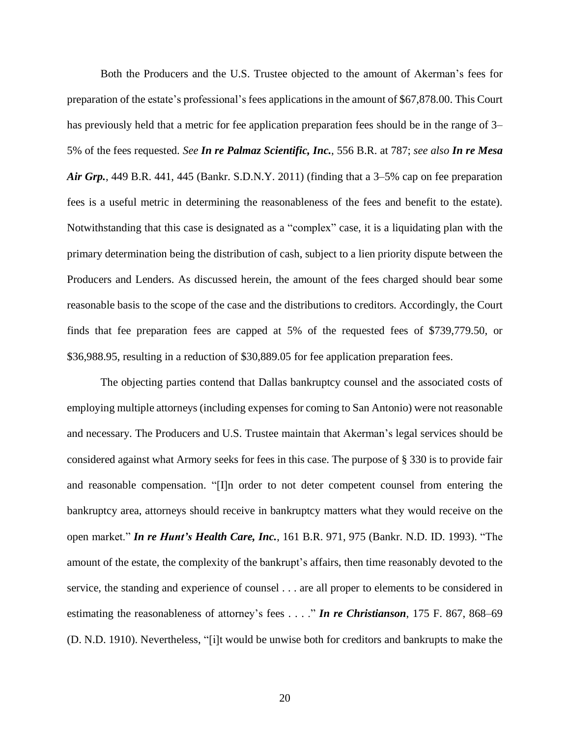Both the Producers and the U.S. Trustee objected to the amount of Akerman's fees for preparation of the estate's professional's fees applications in the amount of $67,878.00. This Court has previously held that a metric for fee application preparation fees should be in the range of 3–5% of the fees requested. *See* ***In re Palmaz Scientific, Inc.***, 556 B.R. at 787; *see also* ***In re Mesa Air Grp.***, 449 B.R. 441, 445 (Bankr. S.D.N.Y. 2011) (finding that a 3–5% cap on fee preparation fees is a useful metric in determining the reasonableness of the fees and benefit to the estate). Notwithstanding that this case is designated as a "complex" case, it is a liquidating plan with the primary determination being the distribution of cash, subject to a lien priority dispute between the Producers and Lenders. As discussed herein, the amount of the fees charged should bear some reasonable basis to the scope of the case and the distributions to creditors. Accordingly, the Court finds that fee preparation fees are capped at 5% of the requested fees of $739,779.50, or $36,988.95, resulting in a reduction of $30,889.05 for fee application preparation fees.

The objecting parties contend that Dallas bankruptcy counsel and the associated costs of employing multiple attorneys (including expenses for coming to San Antonio) were not reasonable and necessary. The Producers and U.S. Trustee maintain that Akerman's legal services should be considered against what Armory seeks for fees in this case. The purpose of § 330 is to provide fair and reasonable compensation. "[I]n order to not deter competent counsel from entering the bankruptcy area, attorneys should receive in bankruptcy matters what they would receive on the open market." ***In re Hunt's Health Care, Inc.***, 161 B.R. 971, 975 (Bankr. N.D. ID. 1993). "The amount of the estate, the complexity of the bankrupt's affairs, then time reasonably devoted to the service, the standing and experience of counsel . . . are all proper to elements to be considered in estimating the reasonableness of attorney's fees . . . ." ***In re Christianson***, 175 F. 867, 868–69 (D. N.D. 1910). Nevertheless, "[i]t would be unwise both for creditors and bankrupts to make the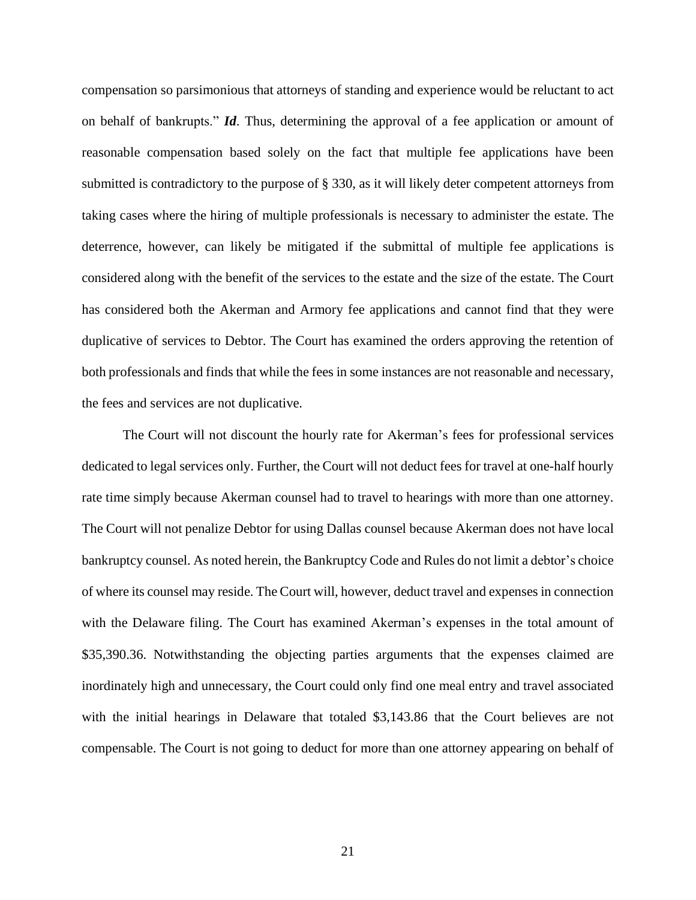compensation so parsimonious that attorneys of standing and experience would be reluctant to act on behalf of bankrupts." ***Id.*** Thus, determining the approval of a fee application or amount of reasonable compensation based solely on the fact that multiple fee applications have been submitted is contradictory to the purpose of § 330, as it will likely deter competent attorneys from taking cases where the hiring of multiple professionals is necessary to administer the estate. The deterrence, however, can likely be mitigated if the submittal of multiple fee applications is considered along with the benefit of the services to the estate and the size of the estate. The Court has considered both the Akerman and Armory fee applications and cannot find that they were duplicative of services to Debtor. The Court has examined the orders approving the retention of both professionals and finds that while the fees in some instances are not reasonable and necessary, the fees and services are not duplicative.

The Court will not discount the hourly rate for Akerman's fees for professional services dedicated to legal services only. Further, the Court will not deduct fees for travel at one-half hourly rate time simply because Akerman counsel had to travel to hearings with more than one attorney. The Court will not penalize Debtor for using Dallas counsel because Akerman does not have local bankruptcy counsel. As noted herein, the Bankruptcy Code and Rules do not limit a debtor's choice of where its counsel may reside. The Court will, however, deduct travel and expenses in connection with the Delaware filing. The Court has examined Akerman's expenses in the total amount of $35,390.36. Notwithstanding the objecting parties arguments that the expenses claimed are inordinately high and unnecessary, the Court could only find one meal entry and travel associated with the initial hearings in Delaware that totaled $3,143.86 that the Court believes are not compensable. The Court is not going to deduct for more than one attorney appearing on behalf of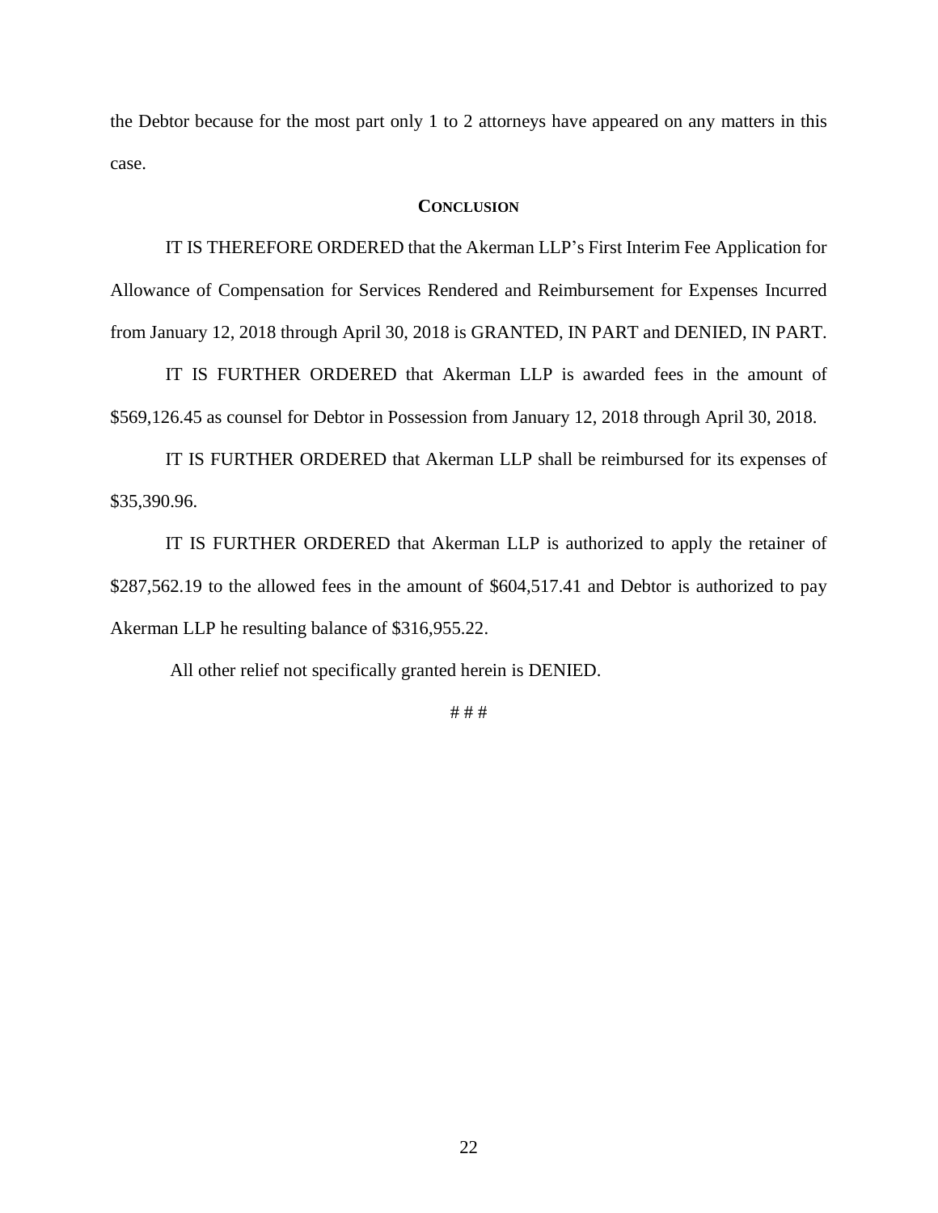the Debtor because for the most part only 1 to 2 attorneys have appeared on any matters in this case.

## **CONCLUSION**

IT IS THEREFORE ORDERED that the Akerman LLP's First Interim Fee Application for Allowance of Compensation for Services Rendered and Reimbursement for Expenses Incurred from January 12, 2018 through April 30, 2018 is GRANTED, IN PART and DENIED, IN PART.

IT IS FURTHER ORDERED that Akerman LLP is awarded fees in the amount of $569,126.45 as counsel for Debtor in Possession from January 12, 2018 through April 30, 2018.

IT IS FURTHER ORDERED that Akerman LLP shall be reimbursed for its expenses of $35,390.96.

IT IS FURTHER ORDERED that Akerman LLP is authorized to apply the retainer of $287,562.19 to the allowed fees in the amount of $604,517.41 and Debtor is authorized to pay Akerman LLP he resulting balance of $316,955.22.

All other relief not specifically granted herein is DENIED.

# # #